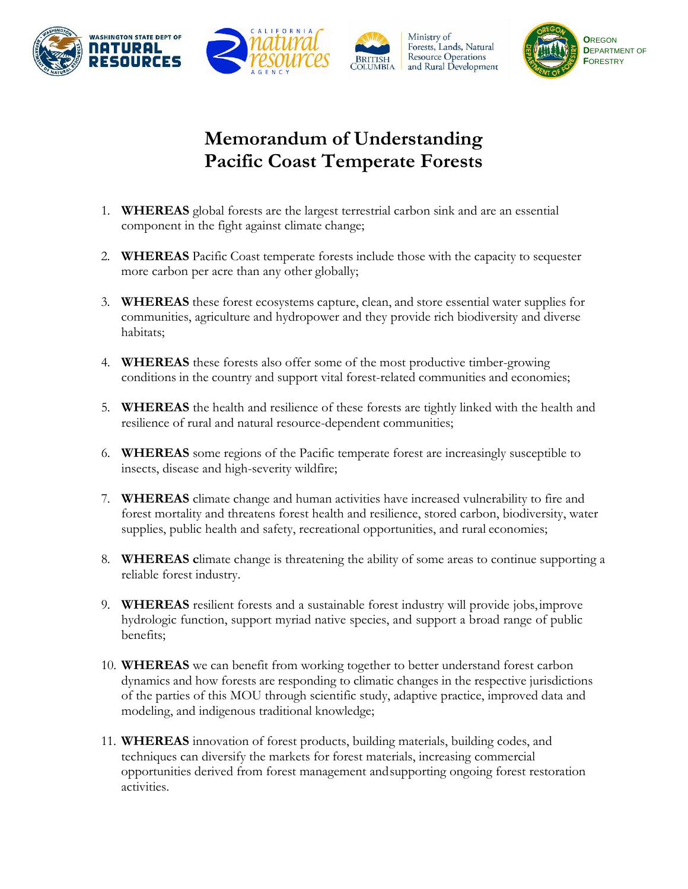WASHINGTON STATE DEPT OF NATURAL RESOURCES | CALIFORNIA natural resources AGENCY | BRITISH COLUMBIA Ministry of Forests, Lands, Natural Resource Operations and Rural Development | OREGON DEPARTMENT OF FORESTRY

# Memorandum of Understanding
# Pacific Coast Temperate Forests

1. **WHEREAS** global forests are the largest terrestrial carbon sink and are an essential component in the fight against climate change;

2. **WHEREAS** Pacific Coast temperate forests include those with the capacity to sequester more carbon per acre than any other globally;

3. **WHEREAS** these forest ecosystems capture, clean, and store essential water supplies for communities, agriculture and hydropower and they provide rich biodiversity and diverse habitats;

4. **WHEREAS** these forests also offer some of the most productive timber-growing conditions in the country and support vital forest-related communities and economies;

5. **WHEREAS** the health and resilience of these forests are tightly linked with the health and resilience of rural and natural resource-dependent communities;

6. **WHEREAS** some regions of the Pacific temperate forest are increasingly susceptible to insects, disease and high-severity wildfire;

7. **WHEREAS** climate change and human activities have increased vulnerability to fire and forest mortality and threatens forest health and resilience, stored carbon, biodiversity, water supplies, public health and safety, recreational opportunities, and rural economies;

8. **WHEREAS c**limate change is threatening the ability of some areas to continue supporting a reliable forest industry.

9. **WHEREAS** resilient forests and a sustainable forest industry will provide jobs, improve hydrologic function, support myriad native species, and support a broad range of public benefits;

10. **WHEREAS** we can benefit from working together to better understand forest carbon dynamics and how forests are responding to climatic changes in the respective jurisdictions of the parties of this MOU through scientific study, adaptive practice, improved data and modeling, and indigenous traditional knowledge;

11. **WHEREAS** innovation of forest products, building materials, building codes, and techniques can diversify the markets for forest materials, increasing commercial opportunities derived from forest management and supporting ongoing forest restoration activities.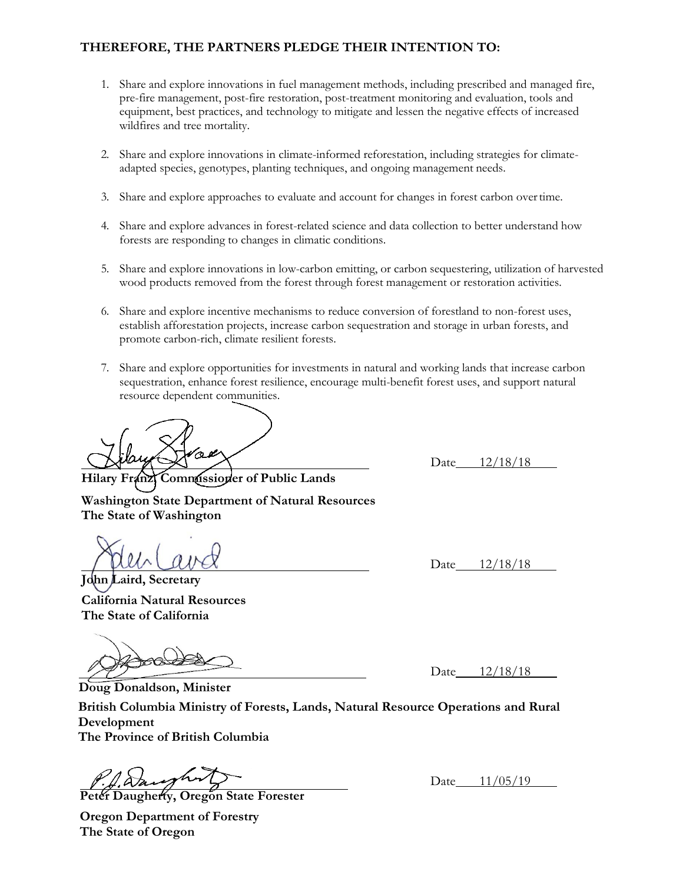**THEREFORE, THE PARTNERS PLEDGE THEIR INTENTION TO:**

1. Share and explore innovations in fuel management methods, including prescribed and managed fire, pre-fire management, post-fire restoration, post-treatment monitoring and evaluation, tools and equipment, best practices, and technology to mitigate and lessen the negative effects of increased wildfires and tree mortality.

2. Share and explore innovations in climate-informed reforestation, including strategies for climate-adapted species, genotypes, planting techniques, and ongoing management needs.

3. Share and explore approaches to evaluate and account for changes in forest carbon over time.

4. Share and explore advances in forest-related science and data collection to better understand how forests are responding to changes in climatic conditions.

5. Share and explore innovations in low-carbon emitting, or carbon sequestering, utilization of harvested wood products removed from the forest through forest management or restoration activities.

6. Share and explore incentive mechanisms to reduce conversion of forestland to non-forest uses, establish afforestation projects, increase carbon sequestration and storage in urban forests, and promote carbon-rich, climate resilient forests.

7. Share and explore opportunities for investments in natural and working lands that increase carbon sequestration, enhance forest resilience, encourage multi-benefit forest uses, and support natural resource dependent communities.

Date 12/18/18

**Hilary Franz, Commissioner of Public Lands**
**Washington State Department of Natural Resources**
**The State of Washington**

Date 12/18/18

**John Laird, Secretary**
**California Natural Resources**
**The State of California**

Date 12/18/18

**Doug Donaldson, Minister**
**British Columbia Ministry of Forests, Lands, Natural Resource Operations and Rural Development**
**The Province of British Columbia**

Date 11/05/19

**Peter Daugherty, Oregon State Forester**
**Oregon Department of Forestry**
**The State of Oregon**